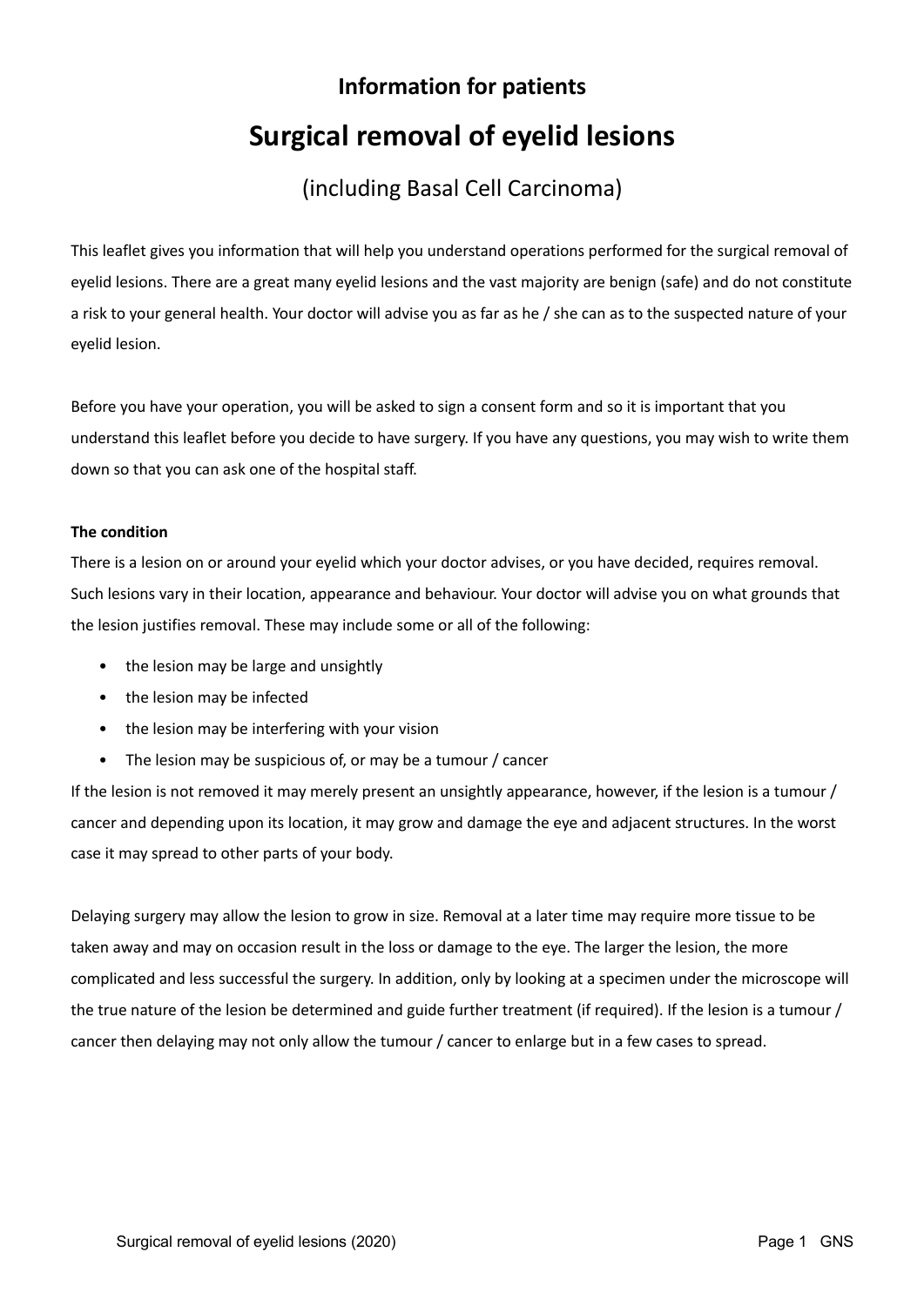**Information for patients**

# Surgical removal of eyelid lesions

## (including Basal Cell Carcinoma)

This leaflet gives you information that will help you understand operations performed for the surgical removal of eyelid lesions. There are a great many eyelid lesions and the vast majority are benign (safe) and do not constitute a risk to your general health. Your doctor will advise you as far as he / she can as to the suspected nature of your eyelid lesion.

Before you have your operation, you will be asked to sign a consent form and so it is important that you understand this leaflet before you decide to have surgery. If you have any questions, you may wish to write them down so that you can ask one of the hospital staff.

**The condition**

There is a lesion on or around your eyelid which your doctor advises, or you have decided, requires removal. Such lesions vary in their location, appearance and behaviour. Your doctor will advise you on what grounds that the lesion justifies removal. These may include some or all of the following:

- the lesion may be large and unsightly
- the lesion may be infected
- the lesion may be interfering with your vision
- The lesion may be suspicious of, or may be a tumour / cancer

If the lesion is not removed it may merely present an unsightly appearance, however, if the lesion is a tumour / cancer and depending upon its location, it may grow and damage the eye and adjacent structures. In the worst case it may spread to other parts of your body.

Delaying surgery may allow the lesion to grow in size. Removal at a later time may require more tissue to be taken away and may on occasion result in the loss or damage to the eye. The larger the lesion, the more complicated and less successful the surgery. In addition, only by looking at a specimen under the microscope will the true nature of the lesion be determined and guide further treatment (if required). If the lesion is a tumour / cancer then delaying may not only allow the tumour / cancer to enlarge but in a few cases to spread.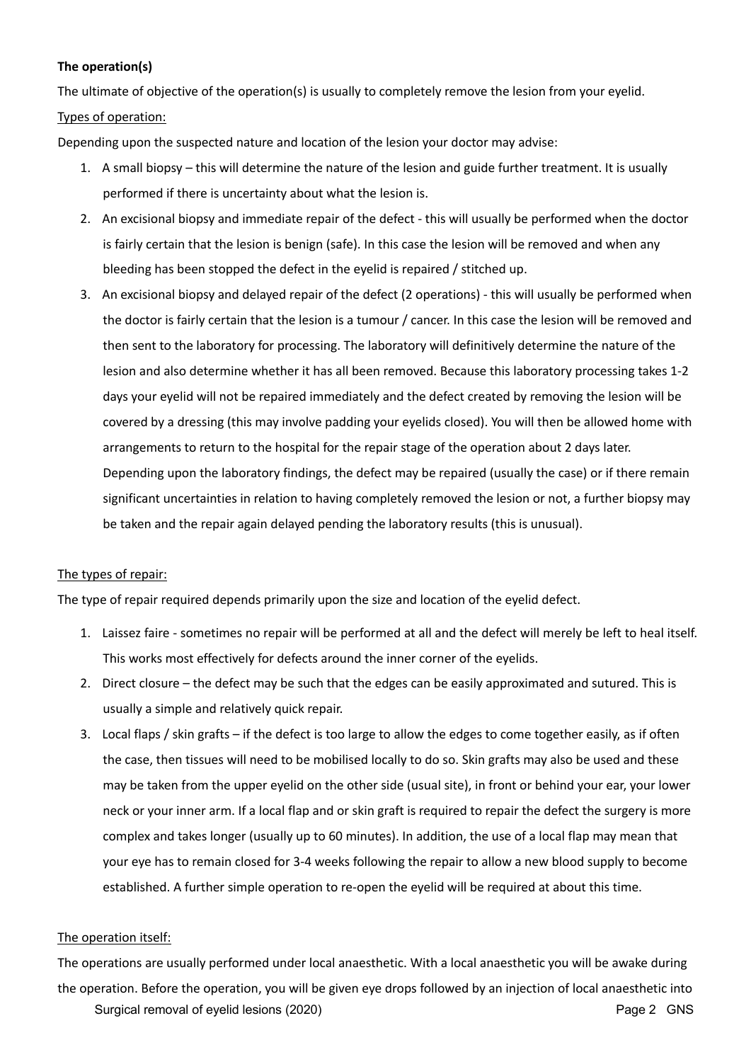**The operation(s)**

The ultimate of objective of the operation(s) is usually to completely remove the lesion from your eyelid.

Types of operation:

Depending upon the suspected nature and location of the lesion your doctor may advise:

1. A small biopsy – this will determine the nature of the lesion and guide further treatment. It is usually performed if there is uncertainty about what the lesion is.
2. An excisional biopsy and immediate repair of the defect - this will usually be performed when the doctor is fairly certain that the lesion is benign (safe). In this case the lesion will be removed and when any bleeding has been stopped the defect in the eyelid is repaired / stitched up.
3. An excisional biopsy and delayed repair of the defect (2 operations) - this will usually be performed when the doctor is fairly certain that the lesion is a tumour / cancer. In this case the lesion will be removed and then sent to the laboratory for processing. The laboratory will definitively determine the nature of the lesion and also determine whether it has all been removed. Because this laboratory processing takes 1-2 days your eyelid will not be repaired immediately and the defect created by removing the lesion will be covered by a dressing (this may involve padding your eyelids closed). You will then be allowed home with arrangements to return to the hospital for the repair stage of the operation about 2 days later. Depending upon the laboratory findings, the defect may be repaired (usually the case) or if there remain significant uncertainties in relation to having completely removed the lesion or not, a further biopsy may be taken and the repair again delayed pending the laboratory results (this is unusual).

The types of repair:

The type of repair required depends primarily upon the size and location of the eyelid defect.

1. Laissez faire - sometimes no repair will be performed at all and the defect will merely be left to heal itself. This works most effectively for defects around the inner corner of the eyelids.
2. Direct closure – the defect may be such that the edges can be easily approximated and sutured. This is usually a simple and relatively quick repair.
3. Local flaps / skin grafts – if the defect is too large to allow the edges to come together easily, as if often the case, then tissues will need to be mobilised locally to do so. Skin grafts may also be used and these may be taken from the upper eyelid on the other side (usual site), in front or behind your ear, your lower neck or your inner arm. If a local flap and or skin graft is required to repair the defect the surgery is more complex and takes longer (usually up to 60 minutes). In addition, the use of a local flap may mean that your eye has to remain closed for 3-4 weeks following the repair to allow a new blood supply to become established. A further simple operation to re-open the eyelid will be required at about this time.

The operation itself:

The operations are usually performed under local anaesthetic. With a local anaesthetic you will be awake during the operation. Before the operation, you will be given eye drops followed by an injection of local anaesthetic into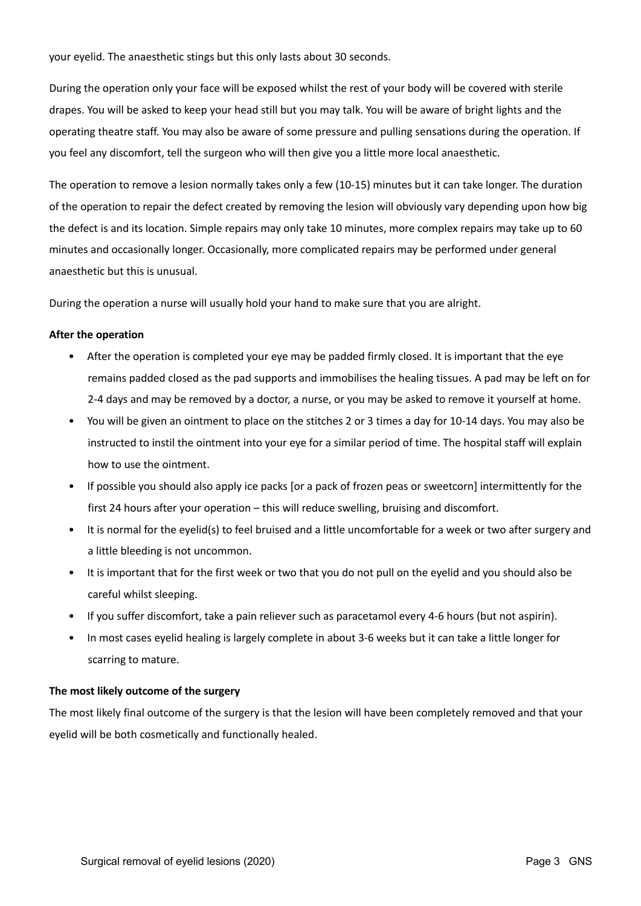your eyelid. The anaesthetic stings but this only lasts about 30 seconds.

During the operation only your face will be exposed whilst the rest of your body will be covered with sterile drapes. You will be asked to keep your head still but you may talk. You will be aware of bright lights and the operating theatre staff. You may also be aware of some pressure and pulling sensations during the operation. If you feel any discomfort, tell the surgeon who will then give you a little more local anaesthetic.

The operation to remove a lesion normally takes only a few (10-15) minutes but it can take longer. The duration of the operation to repair the defect created by removing the lesion will obviously vary depending upon how big the defect is and its location. Simple repairs may only take 10 minutes, more complex repairs may take up to 60 minutes and occasionally longer. Occasionally, more complicated repairs may be performed under general anaesthetic but this is unusual.

During the operation a nurse will usually hold your hand to make sure that you are alright.

**After the operation**

- After the operation is completed your eye may be padded firmly closed. It is important that the eye remains padded closed as the pad supports and immobilises the healing tissues. A pad may be left on for 2-4 days and may be removed by a doctor, a nurse, or you may be asked to remove it yourself at home.
- You will be given an ointment to place on the stitches 2 or 3 times a day for 10-14 days. You may also be instructed to instil the ointment into your eye for a similar period of time. The hospital staff will explain how to use the ointment.
- If possible you should also apply ice packs [or a pack of frozen peas or sweetcorn] intermittently for the first 24 hours after your operation – this will reduce swelling, bruising and discomfort.
- It is normal for the eyelid(s) to feel bruised and a little uncomfortable for a week or two after surgery and a little bleeding is not uncommon.
- It is important that for the first week or two that you do not pull on the eyelid and you should also be careful whilst sleeping.
- If you suffer discomfort, take a pain reliever such as paracetamol every 4-6 hours (but not aspirin).
- In most cases eyelid healing is largely complete in about 3-6 weeks but it can take a little longer for scarring to mature.

**The most likely outcome of the surgery**

The most likely final outcome of the surgery is that the lesion will have been completely removed and that your eyelid will be both cosmetically and functionally healed.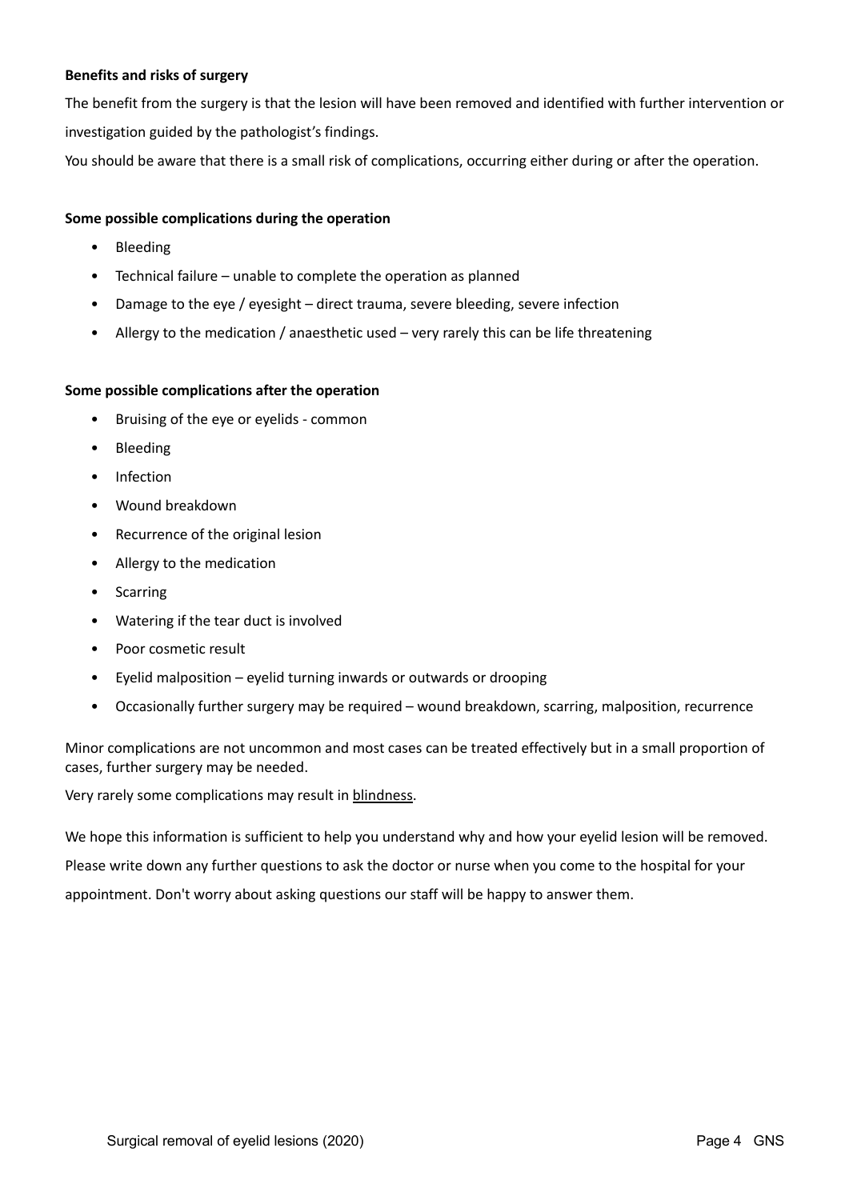**Benefits and risks of surgery**

The benefit from the surgery is that the lesion will have been removed and identified with further intervention or investigation guided by the pathologist's findings.

You should be aware that there is a small risk of complications, occurring either during or after the operation.

**Some possible complications during the operation**

- Bleeding
- Technical failure – unable to complete the operation as planned
- Damage to the eye / eyesight – direct trauma, severe bleeding, severe infection
- Allergy to the medication / anaesthetic used – very rarely this can be life threatening

**Some possible complications after the operation**

- Bruising of the eye or eyelids - common
- Bleeding
- Infection
- Wound breakdown
- Recurrence of the original lesion
- Allergy to the medication
- Scarring
- Watering if the tear duct is involved
- Poor cosmetic result
- Eyelid malposition – eyelid turning inwards or outwards or drooping
- Occasionally further surgery may be required – wound breakdown, scarring, malposition, recurrence

Minor complications are not uncommon and most cases can be treated effectively but in a small proportion of cases, further surgery may be needed.

Very rarely some complications may result in blindness.

We hope this information is sufficient to help you understand why and how your eyelid lesion will be removed. Please write down any further questions to ask the doctor or nurse when you come to the hospital for your appointment. Don't worry about asking questions our staff will be happy to answer them.